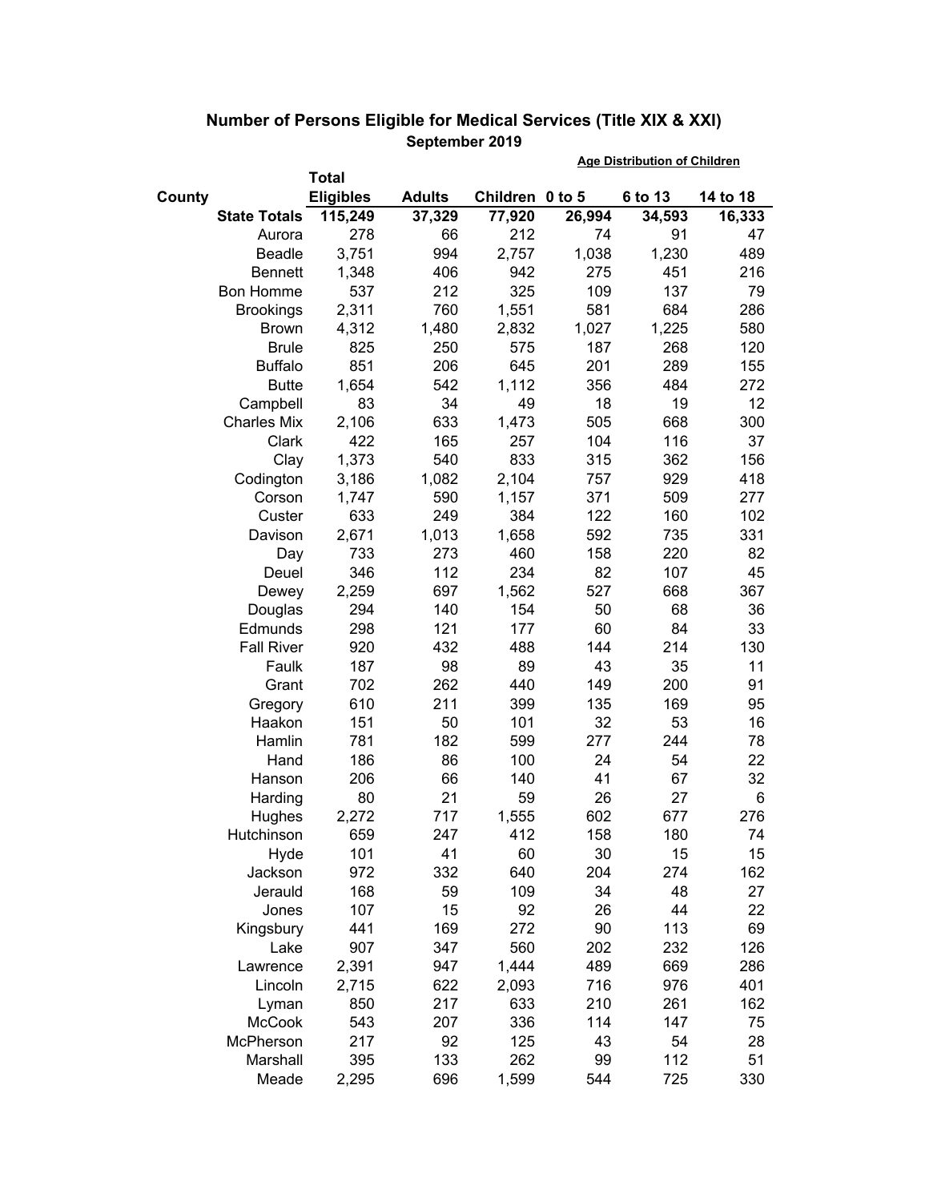## Number of Persons Eligible for Medical Services (Title XIX & XXI)

### September 2019

| County | Total Eligibles | Adults | Children | Age Distribution of Children 0 to 5 | 6 to 13 | 14 to 18 |
|---|---|---|---|---|---|---|
| **State Totals** | **115,249** | **37,329** | **77,920** | **26,994** | **34,593** | **16,333** |
| Aurora | 278 | 66 | 212 | 74 | 91 | 47 |
| Beadle | 3,751 | 994 | 2,757 | 1,038 | 1,230 | 489 |
| Bennett | 1,348 | 406 | 942 | 275 | 451 | 216 |
| Bon Homme | 537 | 212 | 325 | 109 | 137 | 79 |
| Brookings | 2,311 | 760 | 1,551 | 581 | 684 | 286 |
| Brown | 4,312 | 1,480 | 2,832 | 1,027 | 1,225 | 580 |
| Brule | 825 | 250 | 575 | 187 | 268 | 120 |
| Buffalo | 851 | 206 | 645 | 201 | 289 | 155 |
| Butte | 1,654 | 542 | 1,112 | 356 | 484 | 272 |
| Campbell | 83 | 34 | 49 | 18 | 19 | 12 |
| Charles Mix | 2,106 | 633 | 1,473 | 505 | 668 | 300 |
| Clark | 422 | 165 | 257 | 104 | 116 | 37 |
| Clay | 1,373 | 540 | 833 | 315 | 362 | 156 |
| Codington | 3,186 | 1,082 | 2,104 | 757 | 929 | 418 |
| Corson | 1,747 | 590 | 1,157 | 371 | 509 | 277 |
| Custer | 633 | 249 | 384 | 122 | 160 | 102 |
| Davison | 2,671 | 1,013 | 1,658 | 592 | 735 | 331 |
| Day | 733 | 273 | 460 | 158 | 220 | 82 |
| Deuel | 346 | 112 | 234 | 82 | 107 | 45 |
| Dewey | 2,259 | 697 | 1,562 | 527 | 668 | 367 |
| Douglas | 294 | 140 | 154 | 50 | 68 | 36 |
| Edmunds | 298 | 121 | 177 | 60 | 84 | 33 |
| Fall River | 920 | 432 | 488 | 144 | 214 | 130 |
| Faulk | 187 | 98 | 89 | 43 | 35 | 11 |
| Grant | 702 | 262 | 440 | 149 | 200 | 91 |
| Gregory | 610 | 211 | 399 | 135 | 169 | 95 |
| Haakon | 151 | 50 | 101 | 32 | 53 | 16 |
| Hamlin | 781 | 182 | 599 | 277 | 244 | 78 |
| Hand | 186 | 86 | 100 | 24 | 54 | 22 |
| Hanson | 206 | 66 | 140 | 41 | 67 | 32 |
| Harding | 80 | 21 | 59 | 26 | 27 | 6 |
| Hughes | 2,272 | 717 | 1,555 | 602 | 677 | 276 |
| Hutchinson | 659 | 247 | 412 | 158 | 180 | 74 |
| Hyde | 101 | 41 | 60 | 30 | 15 | 15 |
| Jackson | 972 | 332 | 640 | 204 | 274 | 162 |
| Jerauld | 168 | 59 | 109 | 34 | 48 | 27 |
| Jones | 107 | 15 | 92 | 26 | 44 | 22 |
| Kingsbury | 441 | 169 | 272 | 90 | 113 | 69 |
| Lake | 907 | 347 | 560 | 202 | 232 | 126 |
| Lawrence | 2,391 | 947 | 1,444 | 489 | 669 | 286 |
| Lincoln | 2,715 | 622 | 2,093 | 716 | 976 | 401 |
| Lyman | 850 | 217 | 633 | 210 | 261 | 162 |
| McCook | 543 | 207 | 336 | 114 | 147 | 75 |
| McPherson | 217 | 92 | 125 | 43 | 54 | 28 |
| Marshall | 395 | 133 | 262 | 99 | 112 | 51 |
| Meade | 2,295 | 696 | 1,599 | 544 | 725 | 330 |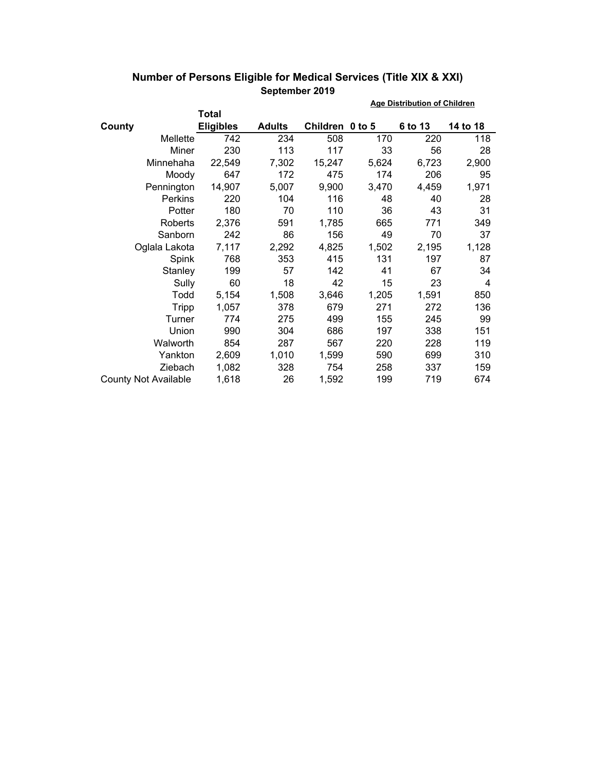**Number of Persons Eligible for Medical Services (Title XIX & XXI)**
**September 2019**

| County | Total Eligibles | Adults | Children | Age Distribution of Children: 0 to 5 | 6 to 13 | 14 to 18 |
|---|---|---|---|---|---|---|
| Mellette | 742 | 234 | 508 | 170 | 220 | 118 |
| Miner | 230 | 113 | 117 | 33 | 56 | 28 |
| Minnehaha | 22,549 | 7,302 | 15,247 | 5,624 | 6,723 | 2,900 |
| Moody | 647 | 172 | 475 | 174 | 206 | 95 |
| Pennington | 14,907 | 5,007 | 9,900 | 3,470 | 4,459 | 1,971 |
| Perkins | 220 | 104 | 116 | 48 | 40 | 28 |
| Potter | 180 | 70 | 110 | 36 | 43 | 31 |
| Roberts | 2,376 | 591 | 1,785 | 665 | 771 | 349 |
| Sanborn | 242 | 86 | 156 | 49 | 70 | 37 |
| Oglala Lakota | 7,117 | 2,292 | 4,825 | 1,502 | 2,195 | 1,128 |
| Spink | 768 | 353 | 415 | 131 | 197 | 87 |
| Stanley | 199 | 57 | 142 | 41 | 67 | 34 |
| Sully | 60 | 18 | 42 | 15 | 23 | 4 |
| Todd | 5,154 | 1,508 | 3,646 | 1,205 | 1,591 | 850 |
| Tripp | 1,057 | 378 | 679 | 271 | 272 | 136 |
| Turner | 774 | 275 | 499 | 155 | 245 | 99 |
| Union | 990 | 304 | 686 | 197 | 338 | 151 |
| Walworth | 854 | 287 | 567 | 220 | 228 | 119 |
| Yankton | 2,609 | 1,010 | 1,599 | 590 | 699 | 310 |
| Ziebach | 1,082 | 328 | 754 | 258 | 337 | 159 |
| County Not Available | 1,618 | 26 | 1,592 | 199 | 719 | 674 |